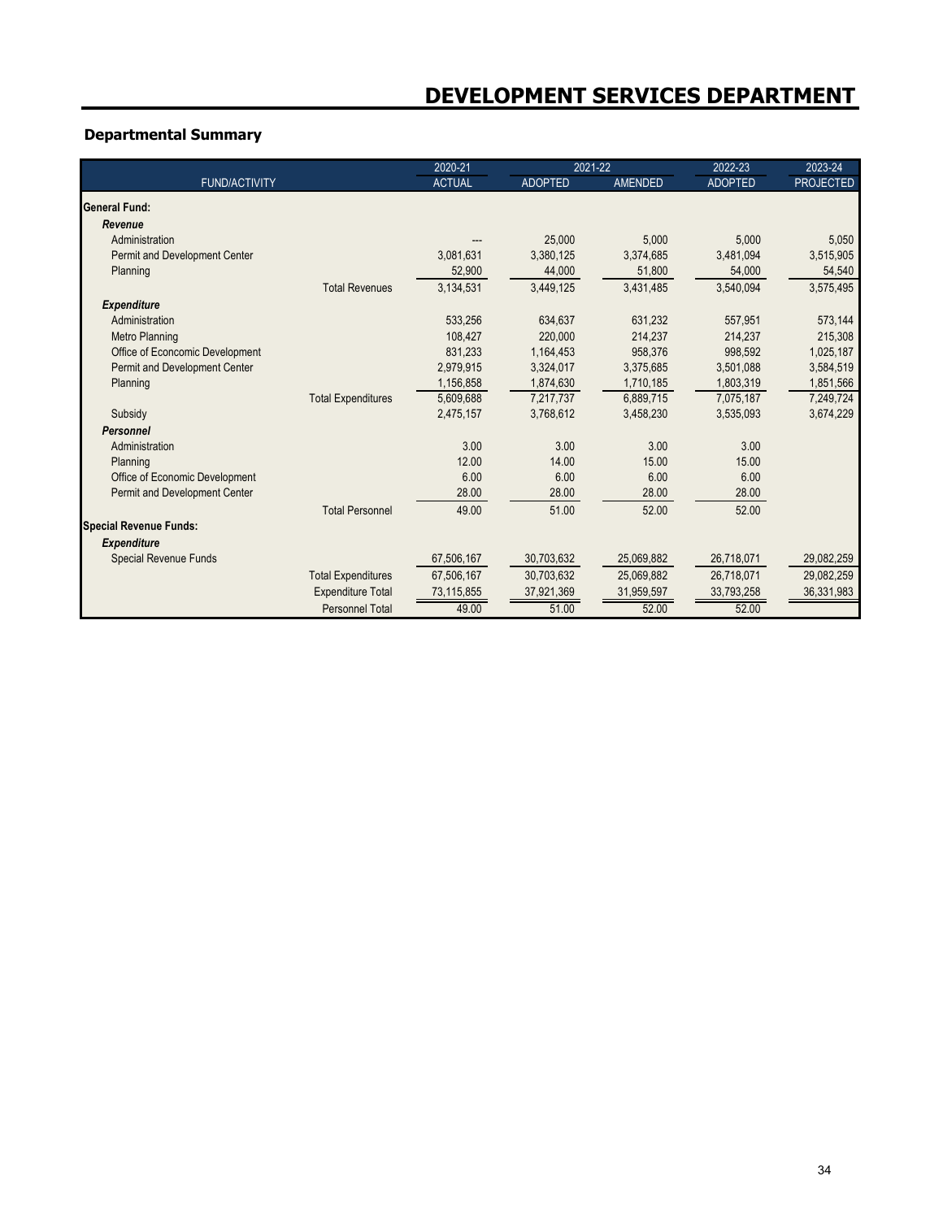# DEVELOPMENT SERVICES DEPARTMENT

## Departmental Summary

| FUND/ACTIVITY | | 2020-21 ACTUAL | 2021-22 ADOPTED | 2021-22 AMENDED | 2022-23 ADOPTED | 2023-24 PROJECTED |
|---|---|---|---|---|---|---|
| **General Fund:** | | | | | | |
| ***Revenue*** | | | | | | |
| Administration | | --- | 25,000 | 5,000 | 5,000 | 5,050 |
| Permit and Development Center | | 3,081,631 | 3,380,125 | 3,374,685 | 3,481,094 | 3,515,905 |
| Planning | | 52,900 | 44,000 | 51,800 | 54,000 | 54,540 |
| | Total Revenues | 3,134,531 | 3,449,125 | 3,431,485 | 3,540,094 | 3,575,495 |
| ***Expenditure*** | | | | | | |
| Administration | | 533,256 | 634,637 | 631,232 | 557,951 | 573,144 |
| Metro Planning | | 108,427 | 220,000 | 214,237 | 214,237 | 215,308 |
| Office of Econcomic Development | | 831,233 | 1,164,453 | 958,376 | 998,592 | 1,025,187 |
| Permit and Development Center | | 2,979,915 | 3,324,017 | 3,375,685 | 3,501,088 | 3,584,519 |
| Planning | | 1,156,858 | 1,874,630 | 1,710,185 | 1,803,319 | 1,851,566 |
| | Total Expenditures | 5,609,688 | 7,217,737 | 6,889,715 | 7,075,187 | 7,249,724 |
| Subsidy | | 2,475,157 | 3,768,612 | 3,458,230 | 3,535,093 | 3,674,229 |
| ***Personnel*** | | | | | | |
| Administration | | 3.00 | 3.00 | 3.00 | 3.00 | |
| Planning | | 12.00 | 14.00 | 15.00 | 15.00 | |
| Office of Economic Development | | 6.00 | 6.00 | 6.00 | 6.00 | |
| Permit and Development Center | | 28.00 | 28.00 | 28.00 | 28.00 | |
| | Total Personnel | 49.00 | 51.00 | 52.00 | 52.00 | |
| **Special Revenue Funds:** | | | | | | |
| ***Expenditure*** | | | | | | |
| Special Revenue Funds | | 67,506,167 | 30,703,632 | 25,069,882 | 26,718,071 | 29,082,259 |
| | Total Expenditures | 67,506,167 | 30,703,632 | 25,069,882 | 26,718,071 | 29,082,259 |
| | Expenditure Total | 73,115,855 | 37,921,369 | 31,959,597 | 33,793,258 | 36,331,983 |
| | Personnel Total | 49.00 | 51.00 | 52.00 | 52.00 | |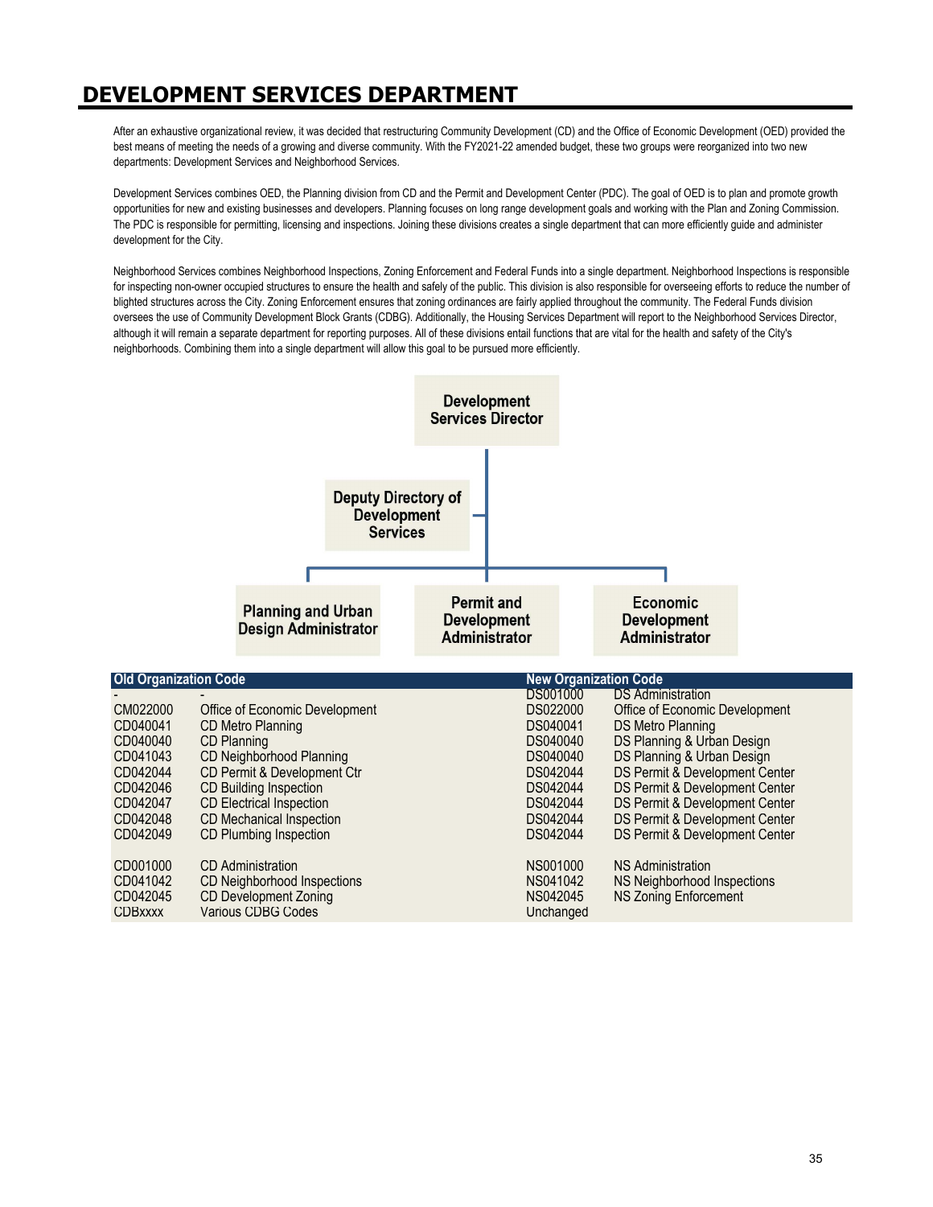# DEVELOPMENT SERVICES DEPARTMENT

After an exhaustive organizational review, it was decided that restructuring Community Development (CD) and the Office of Economic Development (OED) provided the best means of meeting the needs of a growing and diverse community. With the FY2021-22 amended budget, these two groups were reorganized into two new departments: Development Services and Neighborhood Services.

Development Services combines OED, the Planning division from CD and the Permit and Development Center (PDC). The goal of OED is to plan and promote growth opportunities for new and existing businesses and developers. Planning focuses on long range development goals and working with the Plan and Zoning Commission. The PDC is responsible for permitting, licensing and inspections. Joining these divisions creates a single department that can more efficiently guide and administer development for the City.

Neighborhood Services combines Neighborhood Inspections, Zoning Enforcement and Federal Funds into a single department. Neighborhood Inspections is responsible for inspecting non-owner occupied structures to ensure the health and safely of the public. This division is also responsible for overseeing efforts to reduce the number of blighted structures across the City. Zoning Enforcement ensures that zoning ordinances are fairly applied throughout the community. The Federal Funds division oversees the use of Community Development Block Grants (CDBG). Additionally, the Housing Services Department will report to the Neighborhood Services Director, although it will remain a separate department for reporting purposes. All of these divisions entail functions that are vital for the health and safety of the City's neighborhoods. Combining them into a single department will allow this goal to be pursued more efficiently.

- Development Services Director
  - Deputy Directory of Development Services
  - Planning and Urban Design Administrator
  - Permit and Development Administrator
  - Economic Development Administrator

| Old Organization Code | | New Organization Code | |
|---|---|---|---|
| - | - | DS001000 | DS Administration |
| CM022000 | Office of Economic Development | DS022000 | Office of Economic Development |
| CD040041 | CD Metro Planning | DS040041 | DS Metro Planning |
| CD040040 | CD Planning | DS040040 | DS Planning & Urban Design |
| CD041043 | CD Neighborhood Planning | DS040040 | DS Planning & Urban Design |
| CD042044 | CD Permit & Development Ctr | DS042044 | DS Permit & Development Center |
| CD042046 | CD Building Inspection | DS042044 | DS Permit & Development Center |
| CD042047 | CD Electrical Inspection | DS042044 | DS Permit & Development Center |
| CD042048 | CD Mechanical Inspection | DS042044 | DS Permit & Development Center |
| CD042049 | CD Plumbing Inspection | DS042044 | DS Permit & Development Center |
| | | | |
| CD001000 | CD Administration | NS001000 | NS Administration |
| CD041042 | CD Neighborhood Inspections | NS041042 | NS Neighborhood Inspections |
| CD042045 | CD Development Zoning | NS042045 | NS Zoning Enforcement |
| CDBxxxx | Various CDBG Codes | Unchanged | |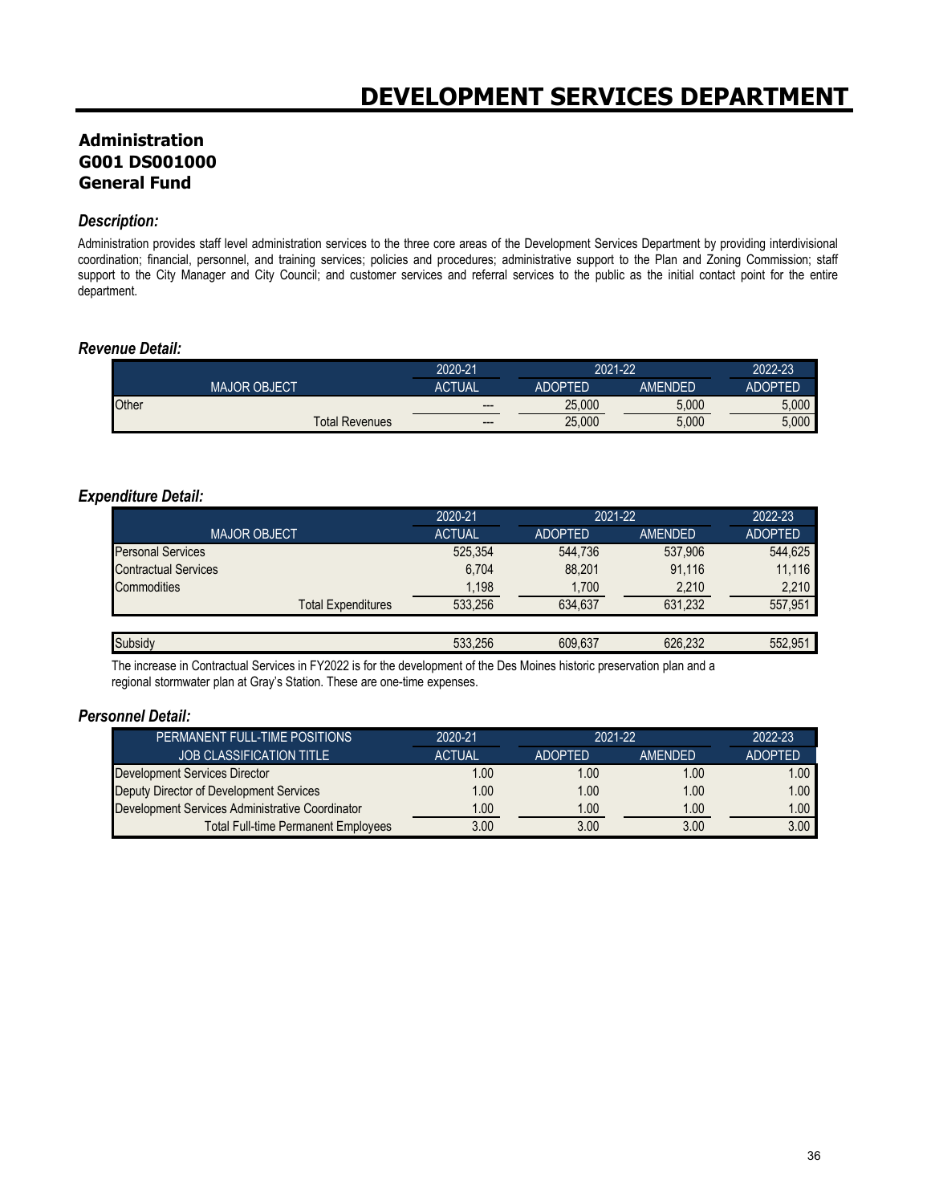# DEVELOPMENT SERVICES DEPARTMENT

## Administration
## G001 DS001000
## General Fund

### *Description:*

Administration provides staff level administration services to the three core areas of the Development Services Department by providing interdivisional coordination; financial, personnel, and training services; policies and procedures; administrative support to the Plan and Zoning Commission; staff support to the City Manager and City Council; and customer services and referral services to the public as the initial contact point for the entire department.

### *Revenue Detail:*

| | 2020-21 | 2021-22 | | 2022-23 |
|---|---|---|---|---|
| MAJOR OBJECT | ACTUAL | ADOPTED | AMENDED | ADOPTED |
| Other | --- | 25,000 | 5,000 | 5,000 |
| Total Revenues | --- | 25,000 | 5,000 | 5,000 |

### *Expenditure Detail:*

| | 2020-21 | 2021-22 | | 2022-23 |
|---|---|---|---|---|
| MAJOR OBJECT | ACTUAL | ADOPTED | AMENDED | ADOPTED |
| Personal Services | 525,354 | 544,736 | 537,906 | 544,625 |
| Contractual Services | 6,704 | 88,201 | 91,116 | 11,116 |
| Commodities | 1,198 | 1,700 | 2,210 | 2,210 |
| Total Expenditures | 533,256 | 634,637 | 631,232 | 557,951 |
| Subsidy | 533,256 | 609,637 | 626,232 | 552,951 |

The increase in Contractual Services in FY2022 is for the development of the Des Moines historic preservation plan and a regional stormwater plan at Gray's Station. These are one-time expenses.

### *Personnel Detail:*

| PERMANENT FULL-TIME POSITIONS | 2020-21 | 2021-22 | | 2022-23 |
|---|---|---|---|---|
| JOB CLASSIFICATION TITLE | ACTUAL | ADOPTED | AMENDED | ADOPTED |
| Development Services Director | 1.00 | 1.00 | 1.00 | 1.00 |
| Deputy Director of Development Services | 1.00 | 1.00 | 1.00 | 1.00 |
| Development Services Administrative Coordinator | 1.00 | 1.00 | 1.00 | 1.00 |
| Total Full-time Permanent Employees | 3.00 | 3.00 | 3.00 | 3.00 |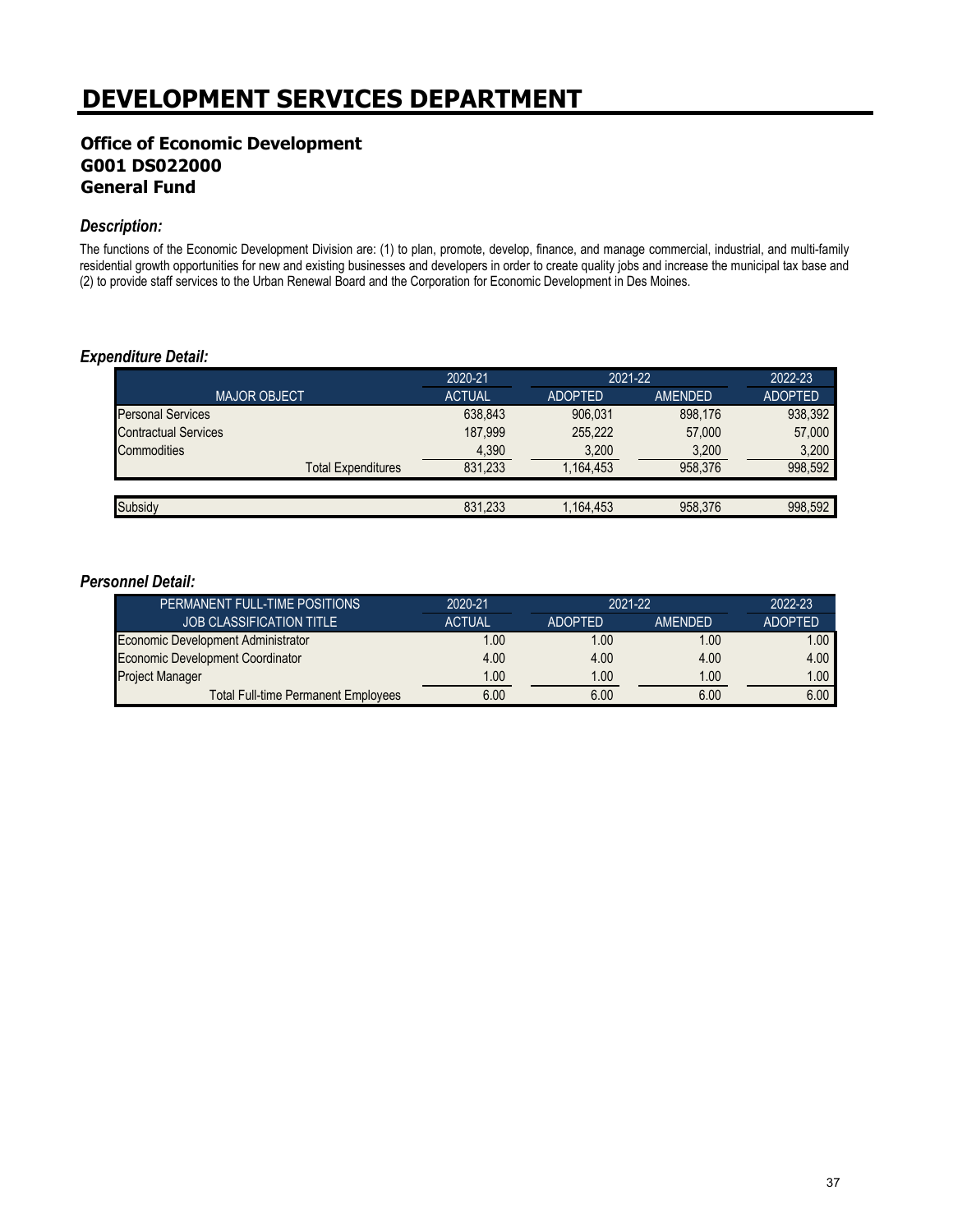# DEVELOPMENT SERVICES DEPARTMENT

## Office of Economic Development
## G001 DS022000
## General Fund

### *Description:*

The functions of the Economic Development Division are: (1) to plan, promote, develop, finance, and manage commercial, industrial, and multi-family residential growth opportunities for new and existing businesses and developers in order to create quality jobs and increase the municipal tax base and (2) to provide staff services to the Urban Renewal Board and the Corporation for Economic Development in Des Moines.

### *Expenditure Detail:*

| | 2020-21 | 2021-22 | | 2022-23 |
|---|---|---|---|---|
| MAJOR OBJECT | ACTUAL | ADOPTED | AMENDED | ADOPTED |
| Personal Services | 638,843 | 906,031 | 898,176 | 938,392 |
| Contractual Services | 187,999 | 255,222 | 57,000 | 57,000 |
| Commodities | 4,390 | 3,200 | 3,200 | 3,200 |
| Total Expenditures | 831,233 | 1,164,453 | 958,376 | 998,592 |
| | | | | |
| Subsidy | 831,233 | 1,164,453 | 958,376 | 998,592 |

### *Personnel Detail:*

| PERMANENT FULL-TIME POSITIONS | 2020-21 | 2021-22 | | 2022-23 |
|---|---|---|---|---|
| JOB CLASSIFICATION TITLE | ACTUAL | ADOPTED | AMENDED | ADOPTED |
| Economic Development Administrator | 1.00 | 1.00 | 1.00 | 1.00 |
| Economic Development Coordinator | 4.00 | 4.00 | 4.00 | 4.00 |
| Project Manager | 1.00 | 1.00 | 1.00 | 1.00 |
| Total Full-time Permanent Employees | 6.00 | 6.00 | 6.00 | 6.00 |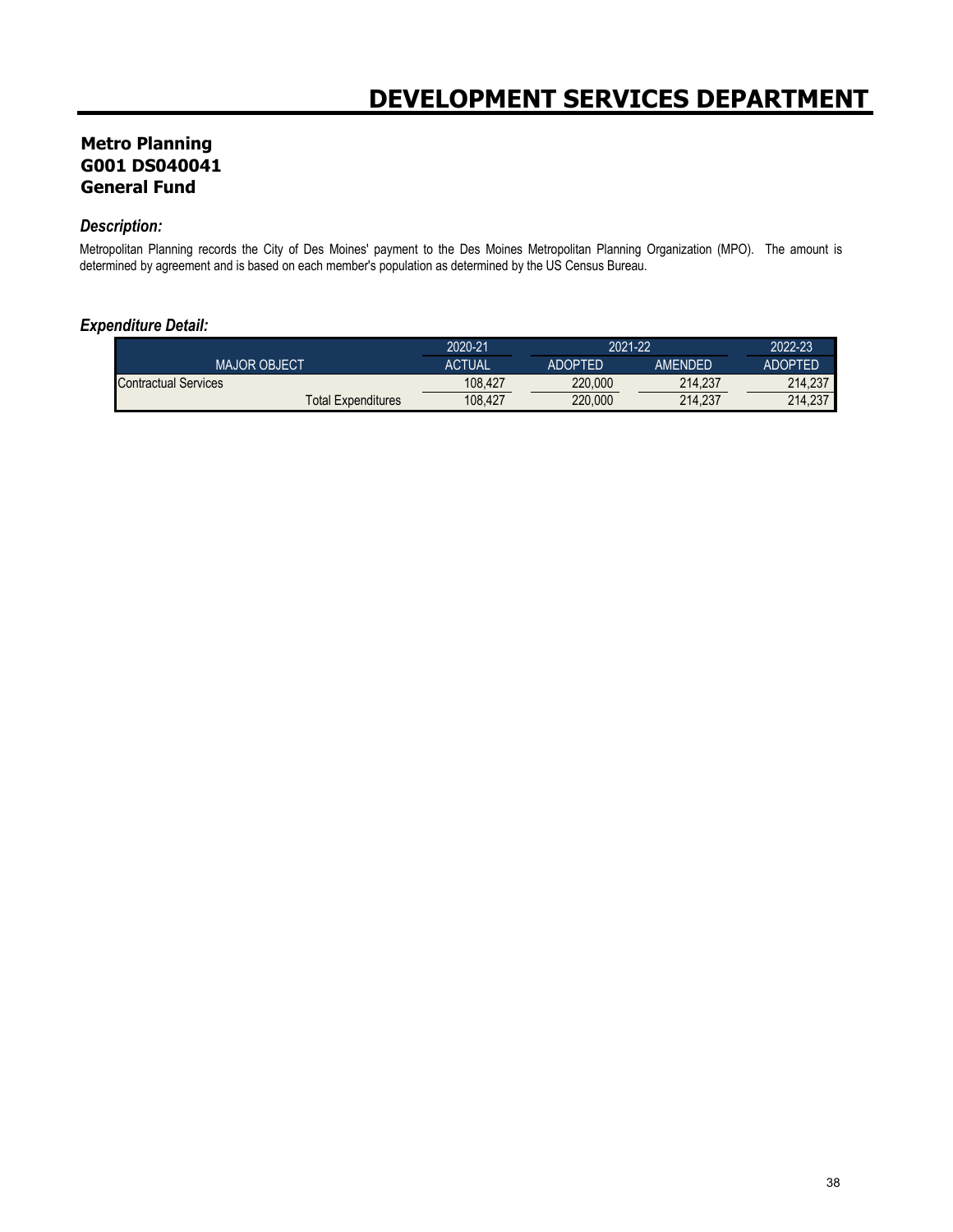# DEVELOPMENT SERVICES DEPARTMENT

**Metro Planning**
**G001 DS040041**
**General Fund**

***Description:***

Metropolitan Planning records the City of Des Moines' payment to the Des Moines Metropolitan Planning Organization (MPO). The amount is determined by agreement and is based on each member's population as determined by the US Census Bureau.

***Expenditure Detail:***

| | 2020-21 | 2021-22 | | 2022-23 |
|---|---|---|---|---|
| MAJOR OBJECT | ACTUAL | ADOPTED | AMENDED | ADOPTED |
| Contractual Services | 108,427 | 220,000 | 214,237 | 214,237 |
| Total Expenditures | 108,427 | 220,000 | 214,237 | 214,237 |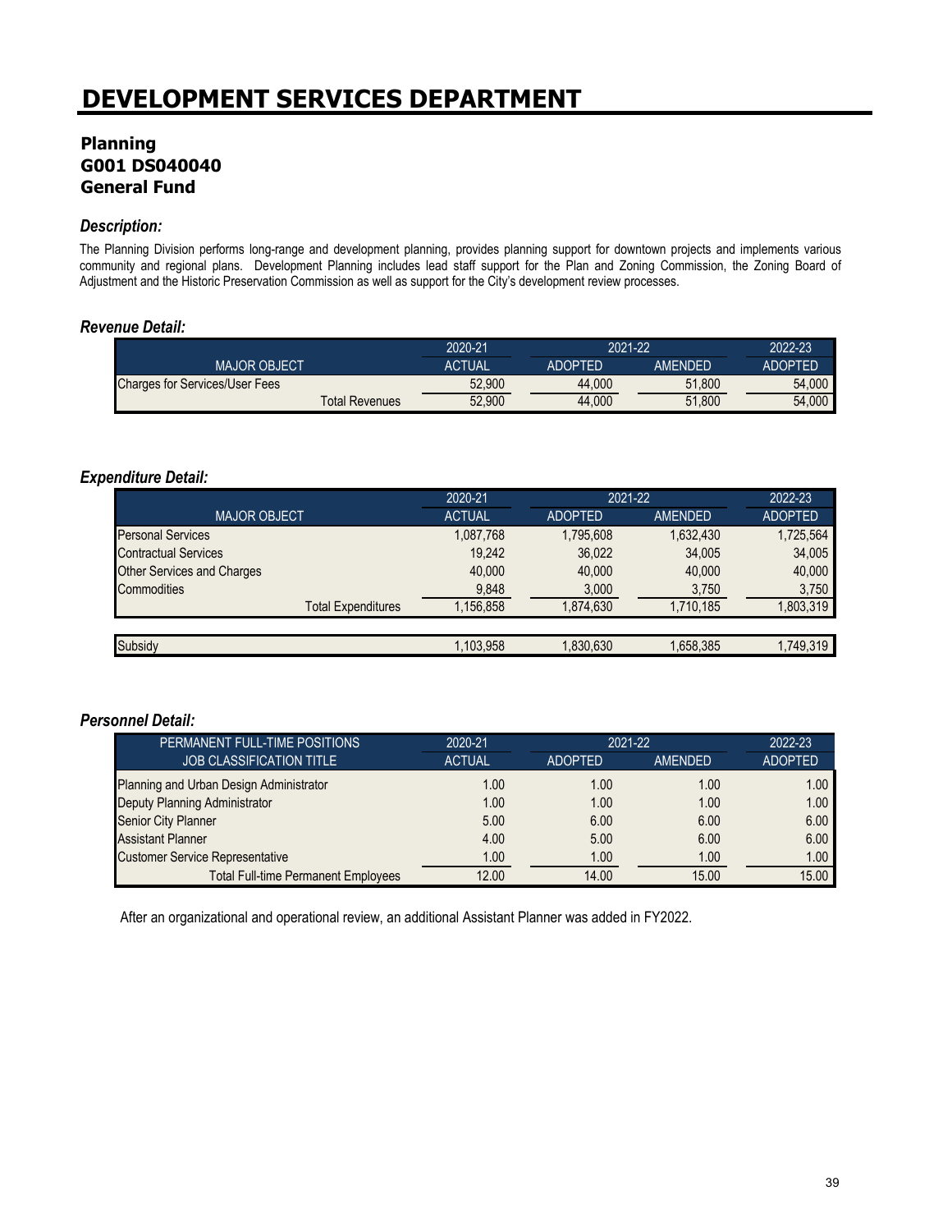# DEVELOPMENT SERVICES DEPARTMENT

## Planning
## G001 DS040040
## General Fund

### *Description:*

The Planning Division performs long-range and development planning, provides planning support for downtown projects and implements various community and regional plans. Development Planning includes lead staff support for the Plan and Zoning Commission, the Zoning Board of Adjustment and the Historic Preservation Commission as well as support for the City's development review processes.

### *Revenue Detail:*

| | 2020-21 | 2021-22 | | 2022-23 |
|---|---|---|---|---|
| MAJOR OBJECT | ACTUAL | ADOPTED | AMENDED | ADOPTED |
| Charges for Services/User Fees | 52,900 | 44,000 | 51,800 | 54,000 |
| Total Revenues | 52,900 | 44,000 | 51,800 | 54,000 |

### *Expenditure Detail:*

| | 2020-21 | 2021-22 | | 2022-23 |
|---|---|---|---|---|
| MAJOR OBJECT | ACTUAL | ADOPTED | AMENDED | ADOPTED |
| Personal Services | 1,087,768 | 1,795,608 | 1,632,430 | 1,725,564 |
| Contractual Services | 19,242 | 36,022 | 34,005 | 34,005 |
| Other Services and Charges | 40,000 | 40,000 | 40,000 | 40,000 |
| Commodities | 9,848 | 3,000 | 3,750 | 3,750 |
| Total Expenditures | 1,156,858 | 1,874,630 | 1,710,185 | 1,803,319 |
| | | | | |
| Subsidy | 1,103,958 | 1,830,630 | 1,658,385 | 1,749,319 |

### *Personnel Detail:*

| PERMANENT FULL-TIME POSITIONS | 2020-21 | 2021-22 | | 2022-23 |
|---|---|---|---|---|
| JOB CLASSIFICATION TITLE | ACTUAL | ADOPTED | AMENDED | ADOPTED |
| Planning and Urban Design Administrator | 1.00 | 1.00 | 1.00 | 1.00 |
| Deputy Planning Administrator | 1.00 | 1.00 | 1.00 | 1.00 |
| Senior City Planner | 5.00 | 6.00 | 6.00 | 6.00 |
| Assistant Planner | 4.00 | 5.00 | 6.00 | 6.00 |
| Customer Service Representative | 1.00 | 1.00 | 1.00 | 1.00 |
| Total Full-time Permanent Employees | 12.00 | 14.00 | 15.00 | 15.00 |

After an organizational and operational review, an additional Assistant Planner was added in FY2022.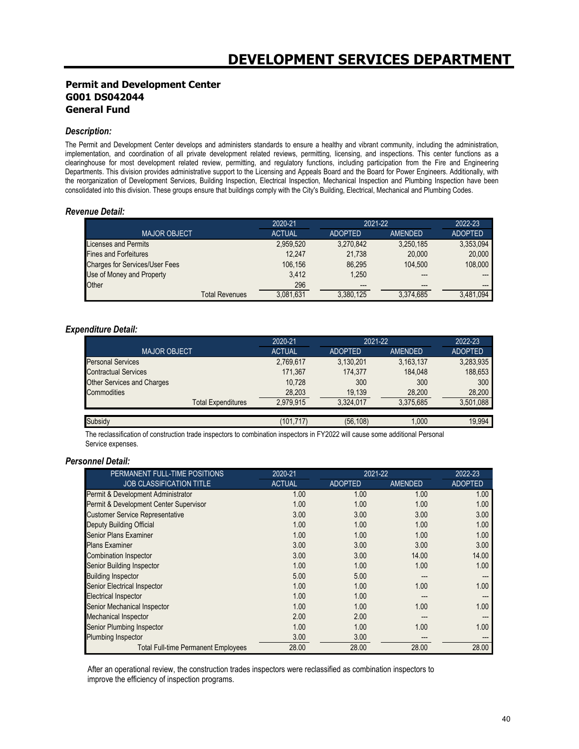# DEVELOPMENT SERVICES DEPARTMENT

## Permit and Development Center
## G001 DS042044
## General Fund

### *Description:*

The Permit and Development Center develops and administers standards to ensure a healthy and vibrant community, including the administration, implementation, and coordination of all private development related reviews, permitting, licensing, and inspections. This center functions as a clearinghouse for most development related review, permitting, and regulatory functions, including participation from the Fire and Engineering Departments. This division provides administrative support to the Licensing and Appeals Board and the Board for Power Engineers. Additionally, with the reorganization of Development Services, Building Inspection, Electrical Inspection, Mechanical Inspection and Plumbing Inspection have been consolidated into this division. These groups ensure that buildings comply with the City's Building, Electrical, Mechanical and Plumbing Codes.

### *Revenue Detail:*

| | 2020-21 | 2021-22 | | 2022-23 |
|---|---|---|---|---|
| MAJOR OBJECT | ACTUAL | ADOPTED | AMENDED | ADOPTED |
| Licenses and Permits | 2,959,520 | 3,270,842 | 3,250,185 | 3,353,094 |
| Fines and Forfeitures | 12,247 | 21,738 | 20,000 | 20,000 |
| Charges for Services/User Fees | 106,156 | 86,295 | 104,500 | 108,000 |
| Use of Money and Property | 3,412 | 1,250 | --- | --- |
| Other | 296 | --- | --- | --- |
| Total Revenues | 3,081,631 | 3,380,125 | 3,374,685 | 3,481,094 |

### *Expenditure Detail:*

| | 2020-21 | 2021-22 | | 2022-23 |
|---|---|---|---|---|
| MAJOR OBJECT | ACTUAL | ADOPTED | AMENDED | ADOPTED |
| Personal Services | 2,769,617 | 3,130,201 | 3,163,137 | 3,283,935 |
| Contractual Services | 171,367 | 174,377 | 184,048 | 188,653 |
| Other Services and Charges | 10,728 | 300 | 300 | 300 |
| Commodities | 28,203 | 19,139 | 28,200 | 28,200 |
| Total Expenditures | 2,979,915 | 3,324,017 | 3,375,685 | 3,501,088 |
| Subsidy | (101,717) | (56,108) | 1,000 | 19,994 |

The reclassification of construction trade inspectors to combination inspectors in FY2022 will cause some additional Personal Service expenses.

### *Personnel Detail:*

| PERMANENT FULL-TIME POSITIONS | 2020-21 | 2021-22 | | 2022-23 |
|---|---|---|---|---|
| JOB CLASSIFICATION TITLE | ACTUAL | ADOPTED | AMENDED | ADOPTED |
| Permit & Development Administrator | 1.00 | 1.00 | 1.00 | 1.00 |
| Permit & Development Center Supervisor | 1.00 | 1.00 | 1.00 | 1.00 |
| Customer Service Representative | 3.00 | 3.00 | 3.00 | 3.00 |
| Deputy Building Official | 1.00 | 1.00 | 1.00 | 1.00 |
| Senior Plans Examiner | 1.00 | 1.00 | 1.00 | 1.00 |
| Plans Examiner | 3.00 | 3.00 | 3.00 | 3.00 |
| Combination Inspector | 3.00 | 3.00 | 14.00 | 14.00 |
| Senior Building Inspector | 1.00 | 1.00 | 1.00 | 1.00 |
| Building Inspector | 5.00 | 5.00 | --- | --- |
| Senior Electrical Inspector | 1.00 | 1.00 | 1.00 | 1.00 |
| Electrical Inspector | 1.00 | 1.00 | --- | --- |
| Senior Mechanical Inspector | 1.00 | 1.00 | 1.00 | 1.00 |
| Mechanical Inspector | 2.00 | 2.00 | --- | --- |
| Senior Plumbing Inspector | 1.00 | 1.00 | 1.00 | 1.00 |
| Plumbing Inspector | 3.00 | 3.00 | --- | --- |
| Total Full-time Permanent Employees | 28.00 | 28.00 | 28.00 | 28.00 |

After an operational review, the construction trades inspectors were reclassified as combination inspectors to improve the efficiency of inspection programs.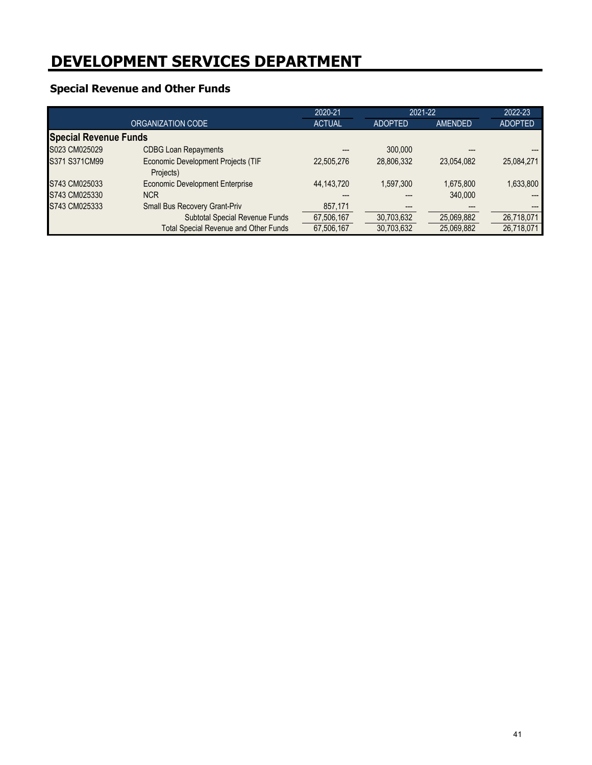# DEVELOPMENT SERVICES DEPARTMENT

### Special Revenue and Other Funds

| ORGANIZATION CODE | | 2020-21 ACTUAL | 2021-22 ADOPTED | 2021-22 AMENDED | 2022-23 ADOPTED |
|---|---|---|---|---|---|
| **Special Revenue Funds** | | | | | |
| S023 CM025029 | CDBG Loan Repayments | --- | 300,000 | --- | --- |
| S371 S371CM99 | Economic Development Projects (TIF Projects) | 22,505,276 | 28,806,332 | 23,054,082 | 25,084,271 |
| S743 CM025033 | Economic Development Enterprise | 44,143,720 | 1,597,300 | 1,675,800 | 1,633,800 |
| S743 CM025330 | NCR | --- | --- | 340,000 | --- |
| S743 CM025333 | Small Bus Recovery Grant-Priv | 857,171 | --- | --- | --- |
| | Subtotal Special Revenue Funds | 67,506,167 | 30,703,632 | 25,069,882 | 26,718,071 |
| | Total Special Revenue and Other Funds | 67,506,167 | 30,703,632 | 25,069,882 | 26,718,071 |